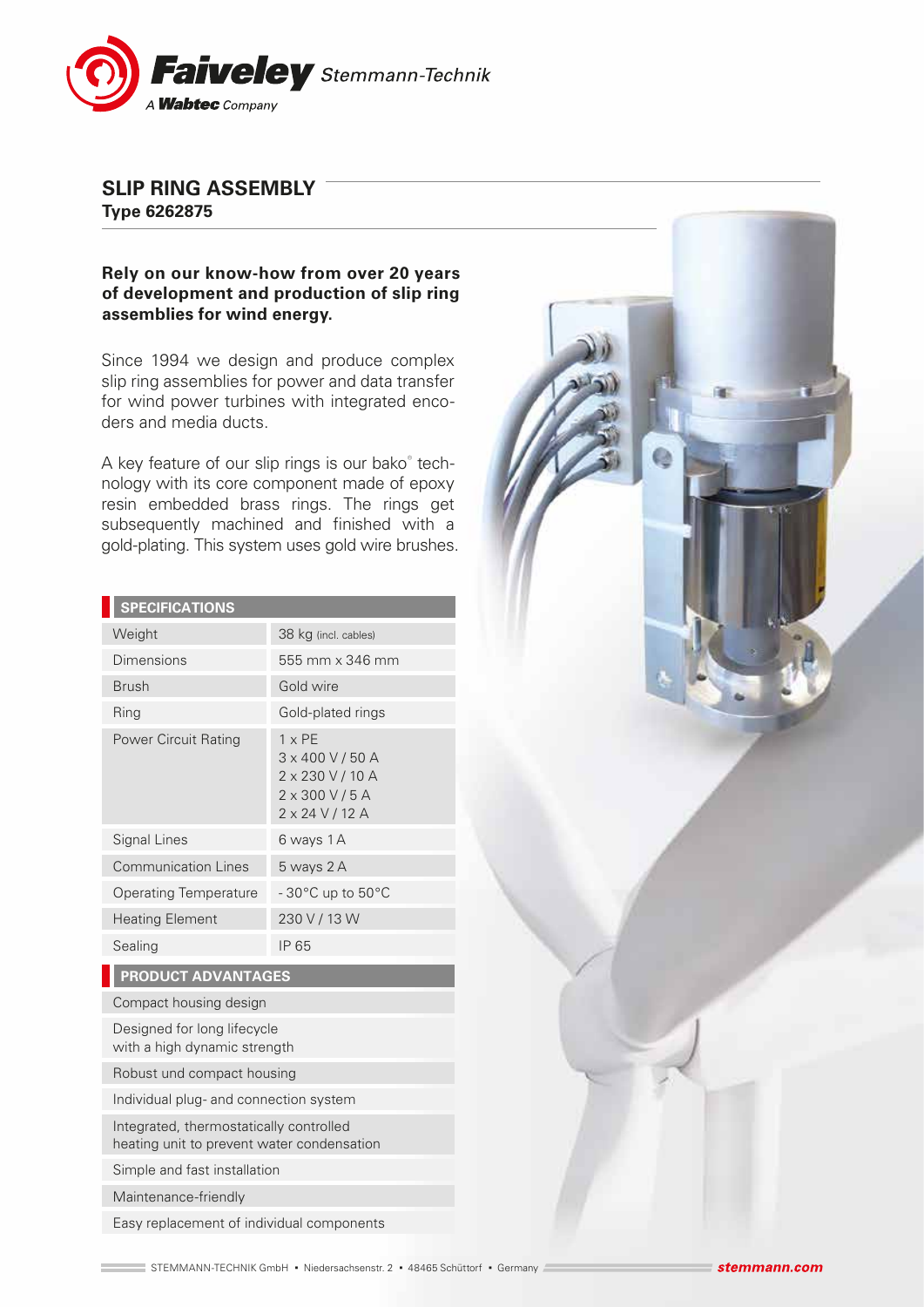Faiveley Stemmann-Technik
A Wabtec Company

## SLIP RING ASSEMBLY
**Type 6262875**

**Rely on our know-how from over 20 years of development and production of slip ring assemblies for wind energy.**

Since 1994 we design and produce complex slip ring assemblies for power and data transfer for wind power turbines with integrated encoders and media ducts.

A key feature of our slip rings is our bako® technology with its core component made of epoxy resin embedded brass rings. The rings get subsequently machined and finished with a gold-plating. This system uses gold wire brushes.

| SPECIFICATIONS | |
|---|---|
| Weight | 38 kg (incl. cables) |
| Dimensions | 555 mm x 346 mm |
| Brush | Gold wire |
| Ring | Gold-plated rings |
| Power Circuit Rating | 1 x PE<br>3 x 400 V / 50 A<br>2 x 230 V / 10 A<br>2 x 300 V / 5 A<br>2 x 24 V / 12 A |
| Signal Lines | 6 ways 1 A |
| Communication Lines | 5 ways 2 A |
| Operating Temperature | - 30°C up to 50°C |
| Heating Element | 230 V / 13 W |
| Sealing | IP 65 |

| PRODUCT ADVANTAGES |
|---|
| Compact housing design |
| Designed for long lifecycle with a high dynamic strength |
| Robust und compact housing |
| Individual plug- and connection system |
| Integrated, thermostatically controlled heating unit to prevent water condensation |
| Simple and fast installation |
| Maintenance-friendly |
| Easy replacement of individual components |

STEMMANN-TECHNIK GmbH • Niedersachsenstr. 2 • 48465 Schüttorf • Germany **stemmann.com**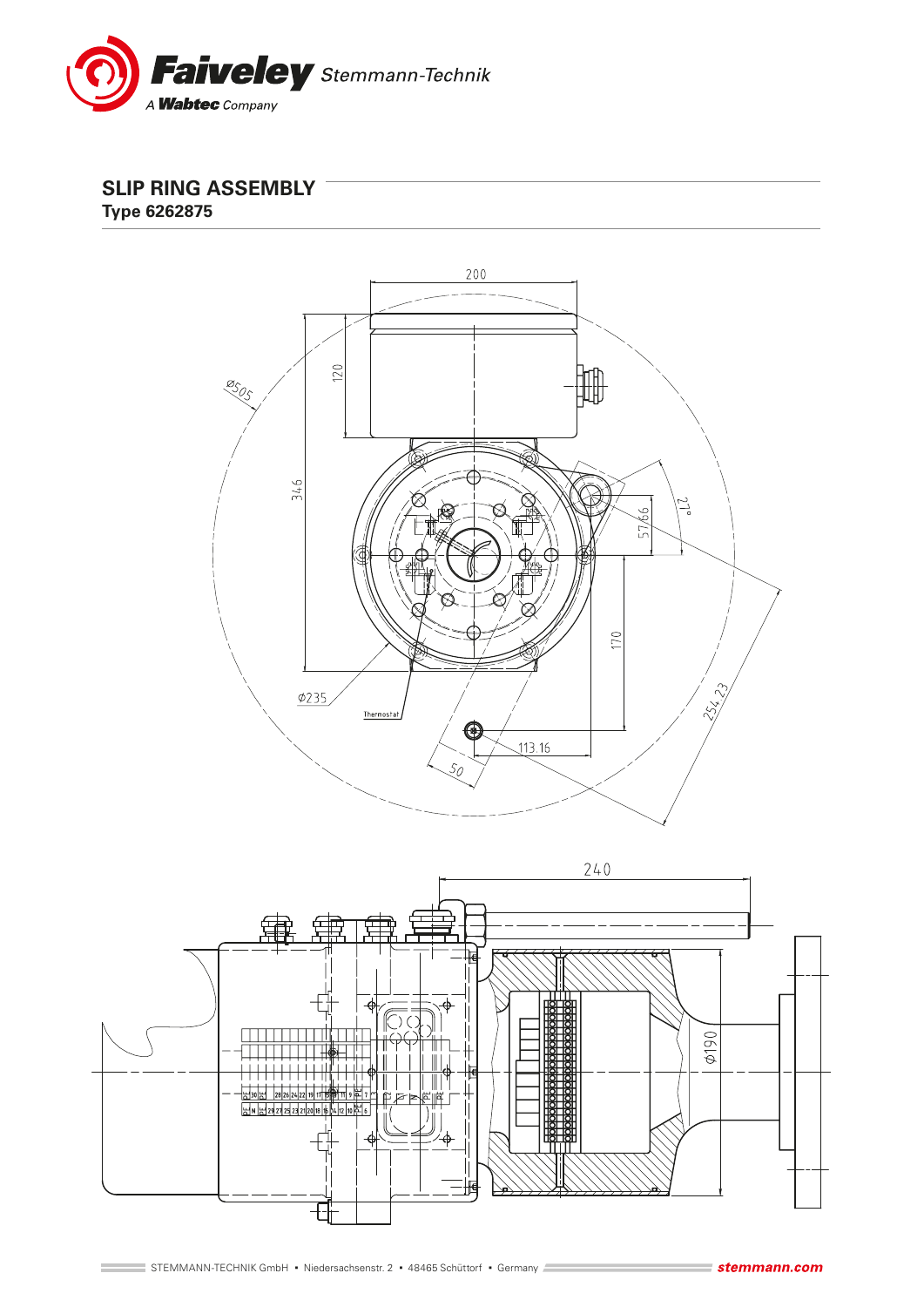## SLIP RING ASSEMBLY
**Type 6262875**

200
120
Ø505
346
57.66
27°
170
Ø235
Thermostat
113.16
50
254.23

240
Ø190